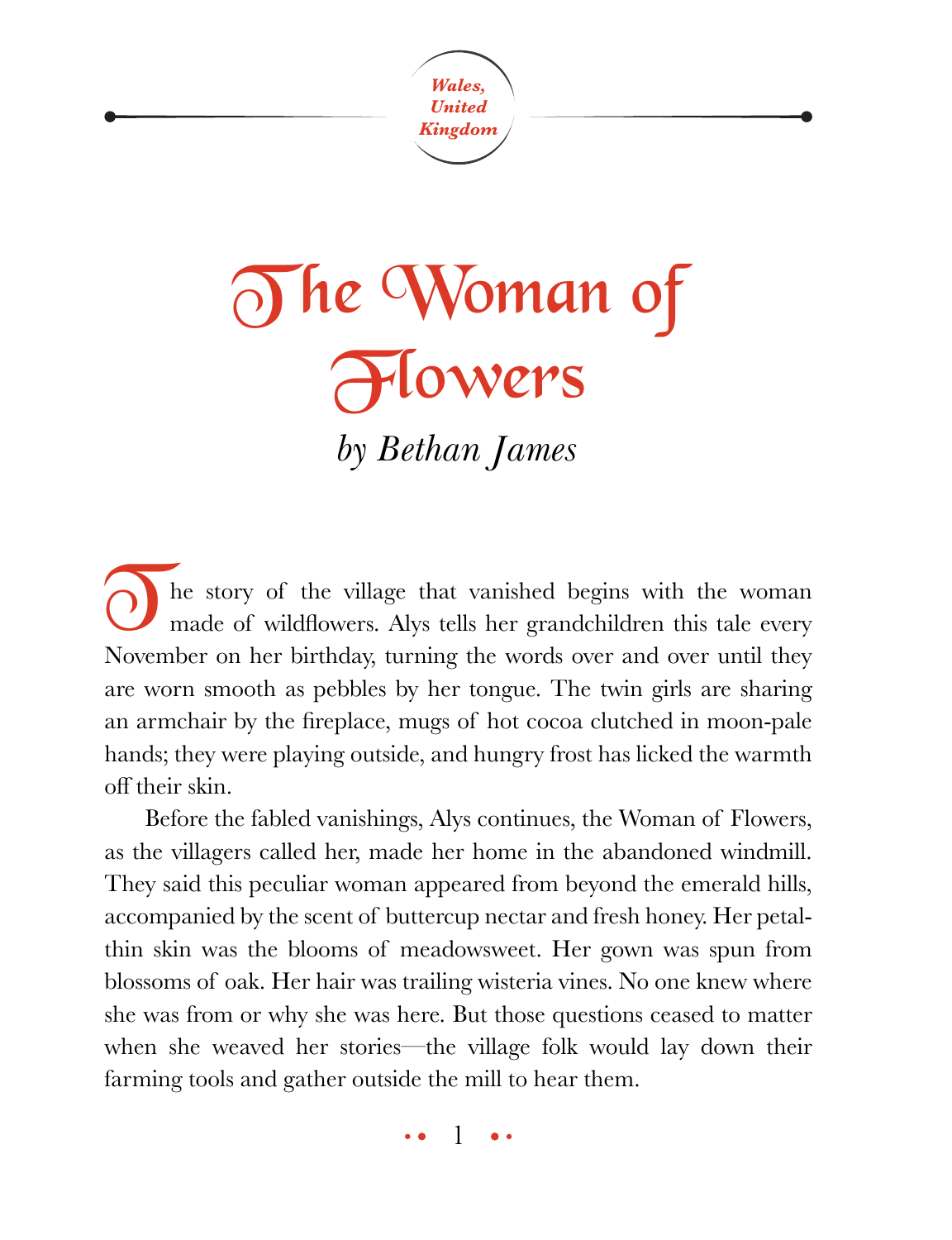*Wales, United Kingdom*

# The Woman of Flowers

*by Bethan James*

The story of the village that vanished begins with the woman made of wildflowers. Alys tells her grandchildren this tale every November on her birthday, turning the words over and over until they are worn smooth as pebbles by her tongue. The twin girls are sharing an armchair by the fireplace, mugs of hot cocoa clutched in moon-pale hands; they were playing outside, and hungry frost has licked the warmth off their skin.

Before the fabled vanishings, Alys continues, the Woman of Flowers, as the villagers called her, made her home in the abandoned windmill. They said this peculiar woman appeared from beyond the emerald hills, accompanied by the scent of buttercup nectar and fresh honey. Her petal-thin skin was the blooms of meadowsweet. Her gown was spun from blossoms of oak. Her hair was trailing wisteria vines. No one knew where she was from or why she was here. But those questions ceased to matter when she weaved her stories—the village folk would lay down their farming tools and gather outside the mill to hear them.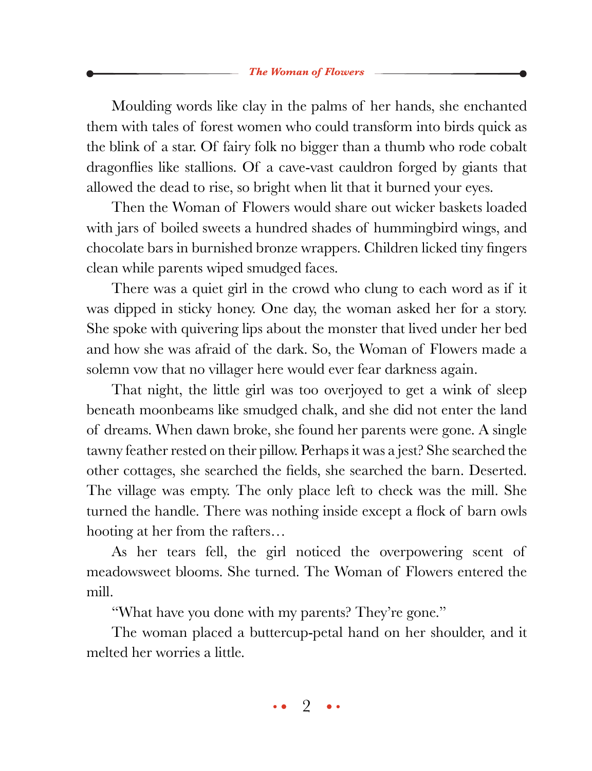Moulding words like clay in the palms of her hands, she enchanted them with tales of forest women who could transform into birds quick as the blink of a star. Of fairy folk no bigger than a thumb who rode cobalt dragonflies like stallions. Of a cave-vast cauldron forged by giants that allowed the dead to rise, so bright when lit that it burned your eyes.

Then the Woman of Flowers would share out wicker baskets loaded with jars of boiled sweets a hundred shades of hummingbird wings, and chocolate bars in burnished bronze wrappers. Children licked tiny fingers clean while parents wiped smudged faces.

There was a quiet girl in the crowd who clung to each word as if it was dipped in sticky honey. One day, the woman asked her for a story. She spoke with quivering lips about the monster that lived under her bed and how she was afraid of the dark. So, the Woman of Flowers made a solemn vow that no villager here would ever fear darkness again.

That night, the little girl was too overjoyed to get a wink of sleep beneath moonbeams like smudged chalk, and she did not enter the land of dreams. When dawn broke, she found her parents were gone. A single tawny feather rested on their pillow. Perhaps it was a jest? She searched the other cottages, she searched the fields, she searched the barn. Deserted. The village was empty. The only place left to check was the mill. She turned the handle. There was nothing inside except a flock of barn owls hooting at her from the rafters…

As her tears fell, the girl noticed the overpowering scent of meadowsweet blooms. She turned. The Woman of Flowers entered the mill.

"What have you done with my parents? They're gone."

The woman placed a buttercup-petal hand on her shoulder, and it melted her worries a little.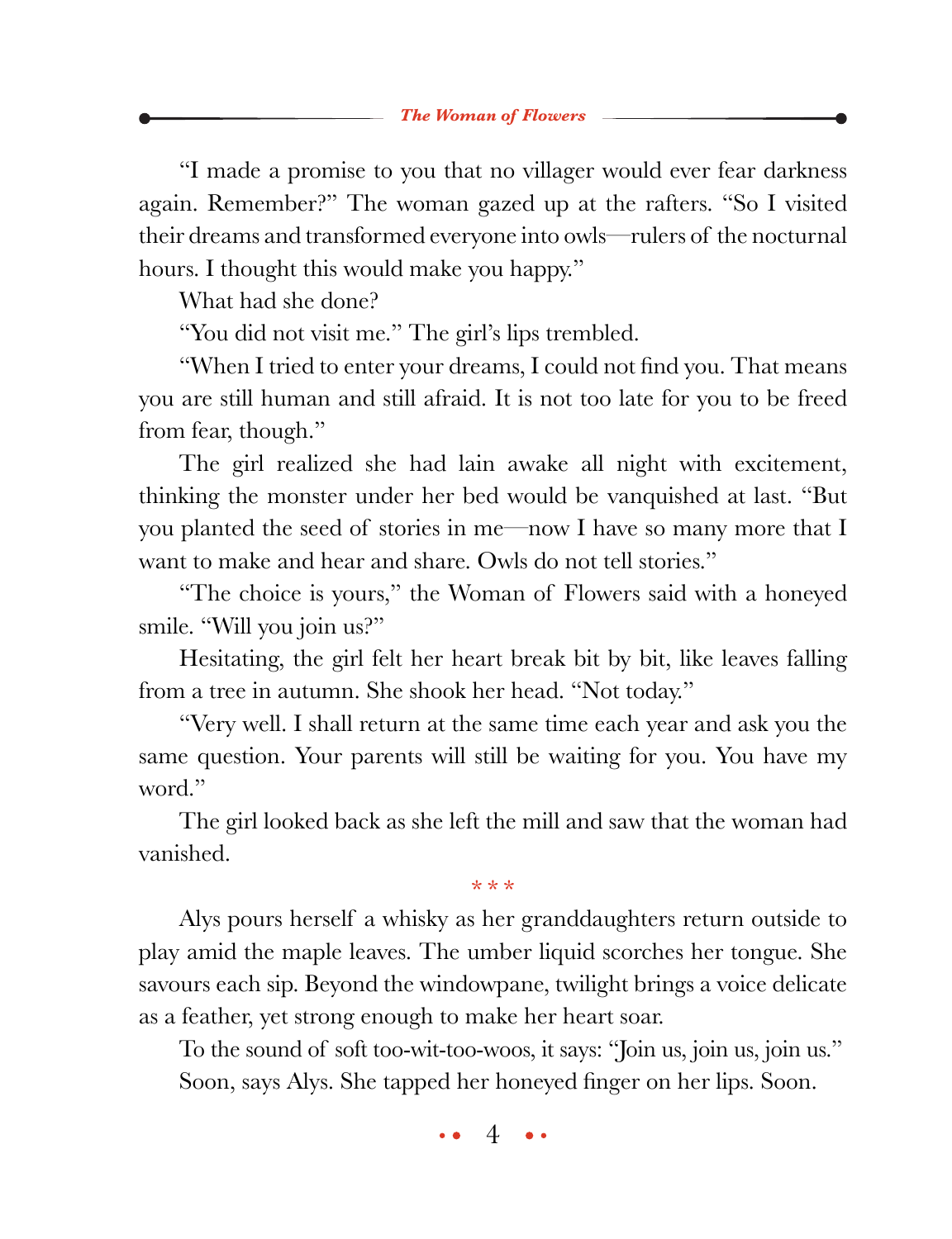"I made a promise to you that no villager would ever fear darkness again. Remember?" The woman gazed up at the rafters. "So I visited their dreams and transformed everyone into owls—rulers of the nocturnal hours. I thought this would make you happy."

What had she done?

"You did not visit me." The girl's lips trembled.

"When I tried to enter your dreams, I could not find you. That means you are still human and still afraid. It is not too late for you to be freed from fear, though."

The girl realized she had lain awake all night with excitement, thinking the monster under her bed would be vanquished at last. "But you planted the seed of stories in me—now I have so many more that I want to make and hear and share. Owls do not tell stories."

"The choice is yours," the Woman of Flowers said with a honeyed smile. "Will you join us?"

Hesitating, the girl felt her heart break bit by bit, like leaves falling from a tree in autumn. She shook her head. "Not today."

"Very well. I shall return at the same time each year and ask you the same question. Your parents will still be waiting for you. You have my word."

The girl looked back as she left the mill and saw that the woman had vanished.

\* \* \*

Alys pours herself a whisky as her granddaughters return outside to play amid the maple leaves. The umber liquid scorches her tongue. She savours each sip. Beyond the windowpane, twilight brings a voice delicate as a feather, yet strong enough to make her heart soar.

To the sound of soft too-wit-too-woos, it says: "Join us, join us, join us."

Soon, says Alys. She tapped her honeyed finger on her lips. Soon.